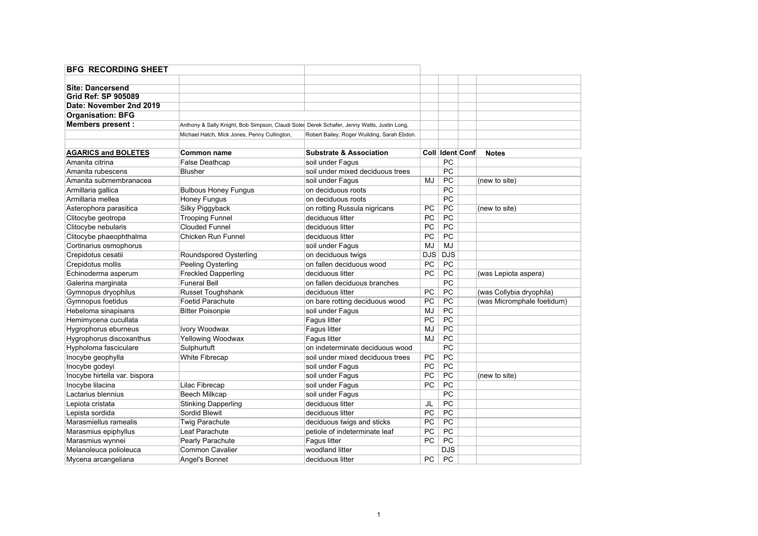## BFG RECORDING SHEET

**Site: Dancersend**
**Grid Ref: SP 905089**
**Date: November 2nd 2019**
**Organisation: BFG**
**Members present :** Anthony & Sally Knight, Bob Simpson, Claudi Soler Derek Schafer, Jenny Watts, Justin Long, Michael Hatch, Mick Jones, Penny Cullington, Robert Bailey, Roger Wuilding, Sarah Ebdon.

| AGARICS and BOLETES | Common name | Substrate & Association | Coll | Ident | Conf | Notes |
|---|---|---|---|---|---|---|
| Amanita citrina | False Deathcap | soil under Fagus | | PC | | |
| Amanita rubescens | Blusher | soil under mixed deciduous trees | | PC | | |
| Amanita submembranacea | | soil under Fagus | MJ | PC | | (new to site) |
| Armillaria gallica | Bulbous Honey Fungus | on deciduous roots | | PC | | |
| Armillaria mellea | Honey Fungus | on deciduous roots | | PC | | |
| Asterophora parasitica | Silky Piggyback | on rotting Russula nigricans | PC | PC | | (new to site) |
| Clitocybe geotropa | Trooping Funnel | deciduous litter | PC | PC | | |
| Clitocybe nebularis | Clouded Funnel | deciduous litter | PC | PC | | |
| Clitocybe phaeophthalma | Chicken Run Funnel | deciduous litter | PC | PC | | |
| Cortinarius osmophorus | | soil under Fagus | MJ | MJ | | |
| Crepidotus cesatii | Roundspored Oysterling | on deciduous twigs | DJS | DJS | | |
| Crepidotus mollis | Peeling Oysterling | on fallen deciduous wood | PC | PC | | |
| Echinoderma asperum | Freckled Dapperling | deciduous litter | PC | PC | | (was Lepiota aspera) |
| Galerina marginata | Funeral Bell | on fallen deciduous branches | | PC | | |
| Gymnopus dryophilus | Russet Toughshank | deciduous litter | PC | PC | | (was Collybia dryophila) |
| Gymnopus foetidus | Foetid Parachute | on bare rotting deciduous wood | PC | PC | | (was Micromphale foetidum) |
| Hebeloma sinapisans | Bitter Poisonpie | soil under Fagus | MJ | PC | | |
| Hemimycena cucullata | | Fagus litter | PC | PC | | |
| Hygrophorus eburneus | Ivory Woodwax | Fagus litter | MJ | PC | | |
| Hygrophorus discoxanthus | Yellowing Woodwax | Fagus litter | MJ | PC | | |
| Hypholoma fasciculare | Sulphurtuft | on indeterminate deciduous wood | | PC | | |
| Inocybe geophylla | White Fibrecap | soil under mixed deciduous trees | PC | PC | | |
| Inocybe godeyi | | soil under Fagus | PC | PC | | |
| Inocybe hirtella var. bispora | | soil under Fagus | PC | PC | | (new to site) |
| Inocybe lilacina | Lilac Fibrecap | soil under Fagus | PC | PC | | |
| Lactarius blennius | Beech Milkcap | soil under Fagus | | PC | | |
| Lepiota cristata | Stinking Dapperling | deciduous litter | JL | PC | | |
| Lepista sordida | Sordid Blewit | deciduous litter | PC | PC | | |
| Marasmiellus ramealis | Twig Parachute | deciduous twigs and sticks | PC | PC | | |
| Marasmius epiphyllus | Leaf Parachute | petiole of indeterminate leaf | PC | PC | | |
| Marasmius wynnei | Pearly Parachute | Fagus litter | PC | PC | | |
| Melanoleuca polioleuca | Common Cavalier | woodland litter | | DJS | | |
| Mycena arcangeliana | Angel's Bonnet | deciduous litter | PC | PC | | |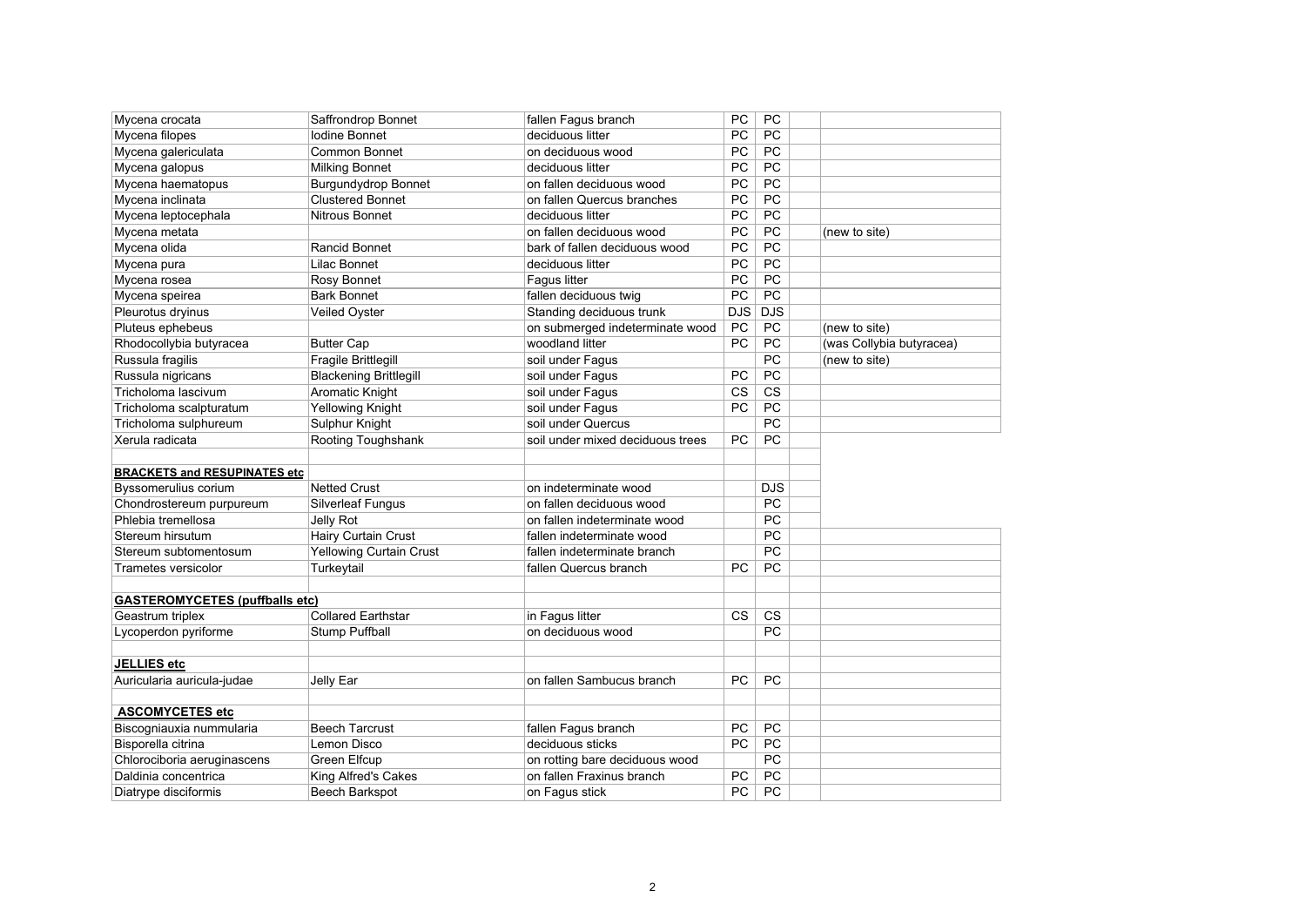| | | | | | | |
|---|---|---|---|---|---|---|
| Mycena crocata | Saffrondrop Bonnet | fallen Fagus branch | PC | PC | | |
| Mycena filopes | Iodine Bonnet | deciduous litter | PC | PC | | |
| Mycena galericulata | Common Bonnet | on deciduous wood | PC | PC | | |
| Mycena galopus | Milking Bonnet | deciduous litter | PC | PC | | |
| Mycena haematopus | Burgundydrop Bonnet | on fallen deciduous wood | PC | PC | | |
| Mycena inclinata | Clustered Bonnet | on fallen Quercus branches | PC | PC | | |
| Mycena leptocephala | Nitrous Bonnet | deciduous litter | PC | PC | | |
| Mycena metata | | on fallen deciduous wood | PC | PC | | (new to site) |
| Mycena olida | Rancid Bonnet | bark of fallen deciduous wood | PC | PC | | |
| Mycena pura | Lilac Bonnet | deciduous litter | PC | PC | | |
| Mycena rosea | Rosy Bonnet | Fagus litter | PC | PC | | |
| Mycena speirea | Bark Bonnet | fallen deciduous twig | PC | PC | | |
| Pleurotus dryinus | Veiled Oyster | Standing deciduous trunk | DJS | DJS | | |
| Pluteus ephebeus | | on submerged indeterminate wood | PC | PC | | (new to site) |
| Rhodocollybia butyracea | Butter Cap | woodland litter | PC | PC | | (was Collybia butyracea) |
| Russula fragilis | Fragile Brittlegill | soil under Fagus | | PC | | (new to site) |
| Russula nigricans | Blackening Brittlegill | soil under Fagus | PC | PC | | |
| Tricholoma lascivum | Aromatic Knight | soil under Fagus | CS | CS | | |
| Tricholoma scalpturatum | Yellowing Knight | soil under Fagus | PC | PC | | |
| Tricholoma sulphureum | Sulphur Knight | soil under Quercus | | PC | | |
| Xerula radicata | Rooting Toughshank | soil under mixed deciduous trees | PC | PC | | |
| | | | | | | |
| **BRACKETS and RESUPINATES etc** | | | | | | |
| Byssomerulius corium | Netted Crust | on indeterminate wood | | DJS | | |
| Chondrostereum purpureum | Silverleaf Fungus | on fallen deciduous wood | | PC | | |
| Phlebia tremellosa | Jelly Rot | on fallen indeterminate wood | | PC | | |
| Stereum hirsutum | Hairy Curtain Crust | fallen indeterminate wood | | PC | | |
| Stereum subtomentosum | Yellowing Curtain Crust | fallen indeterminate branch | | PC | | |
| Trametes versicolor | Turkeytail | fallen Quercus branch | PC | PC | | |
| | | | | | | |
| **GASTEROMYCETES (puffballs etc)** | | | | | | |
| Geastrum triplex | Collared Earthstar | in Fagus litter | CS | CS | | |
| Lycoperdon pyriforme | Stump Puffball | on deciduous wood | | PC | | |
| | | | | | | |
| **JELLIES etc** | | | | | | |
| Auricularia auricula-judae | Jelly Ear | on fallen Sambucus branch | PC | PC | | |
| | | | | | | |
| **ASCOMYCETES etc** | | | | | | |
| Biscogniauxia nummularia | Beech Tarcrust | fallen Fagus branch | PC | PC | | |
| Bisporella citrina | Lemon Disco | deciduous sticks | PC | PC | | |
| Chlorociboria aeruginascens | Green Elfcup | on rotting bare deciduous wood | | PC | | |
| Daldinia concentrica | King Alfred's Cakes | on fallen Fraxinus branch | PC | PC | | |
| Diatrype disciformis | Beech Barkspot | on Fagus stick | PC | PC | | |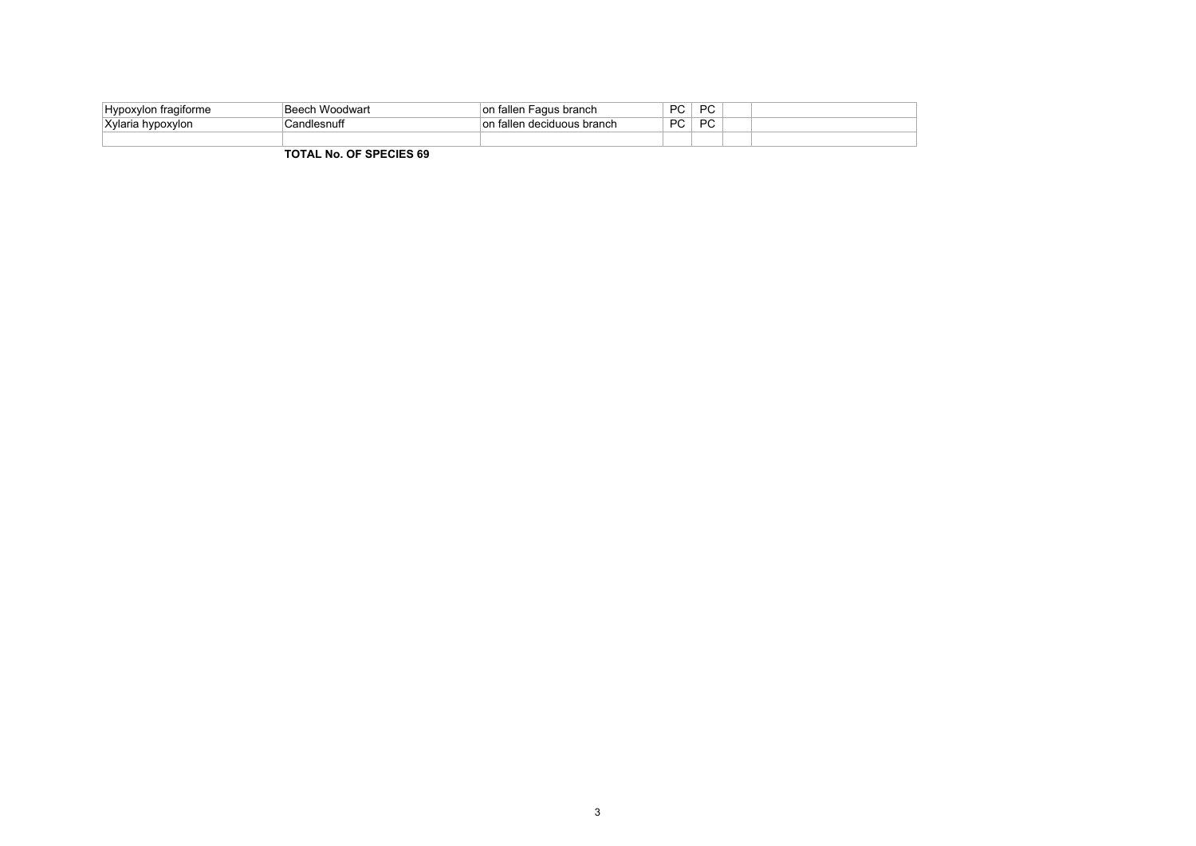| | | | | | | |
|---|---|---|---|---|---|---|
| Hypoxylon fragiforme | Beech Woodwart | on fallen Fagus branch | PC | PC | | |
| Xylaria hypoxylon | Candlesnuff | on fallen deciduous branch | PC | PC | | |
| | | | | | | |

**TOTAL No. OF SPECIES 69**